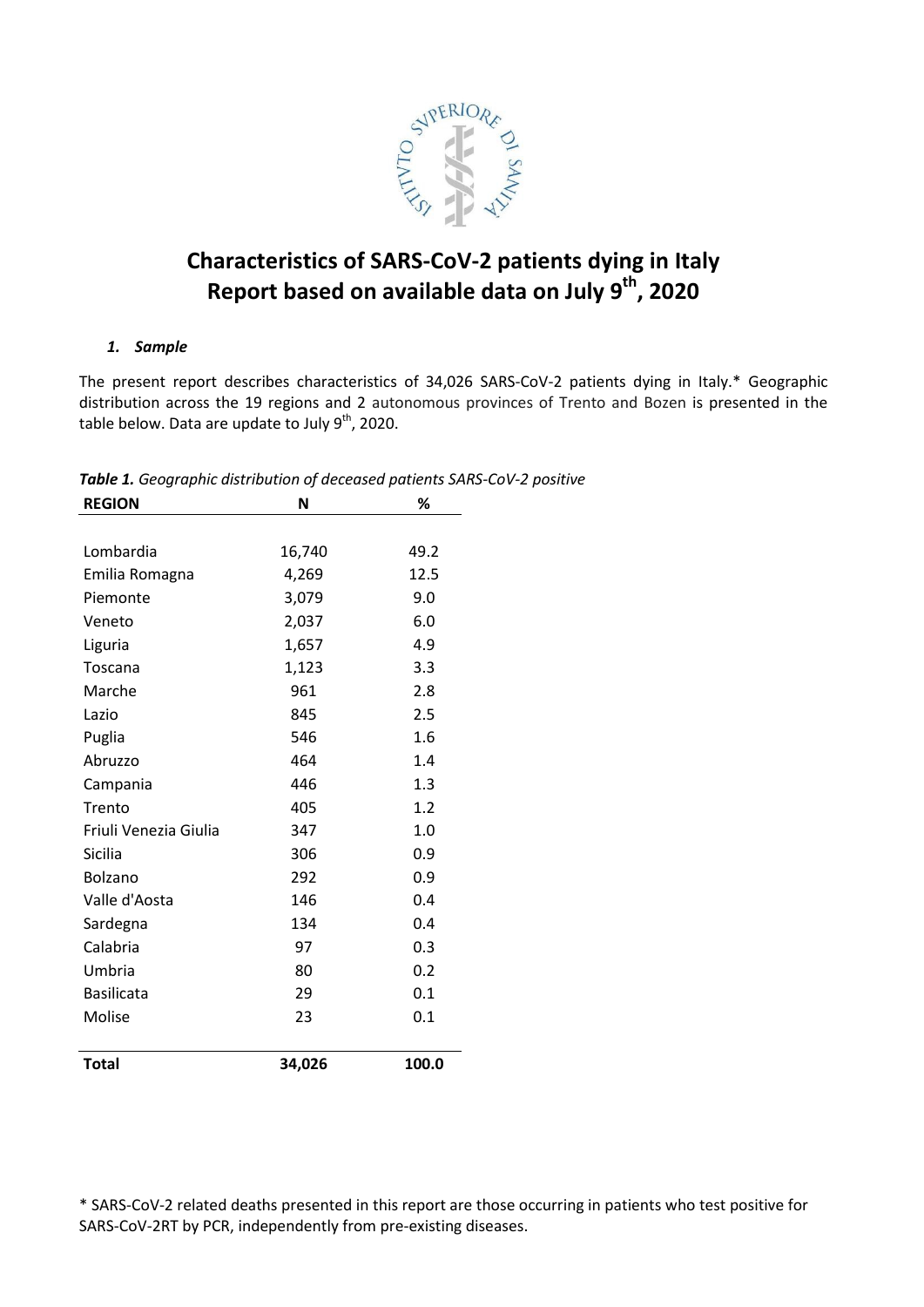# Characteristics of SARS-CoV-2 patients dying in Italy
# Report based on available data on July 9th, 2020

### *1. Sample*

The present report describes characteristics of 34,026 SARS-CoV-2 patients dying in Italy.* Geographic distribution across the 19 regions and 2 autonomous provinces of Trento and Bozen is presented in the table below. Data are update to July 9th, 2020.

***Table 1.*** *Geographic distribution of deceased patients SARS-CoV-2 positive*

| **REGION** | **N** | **%** |
|---|---|---|
| Lombardia | 16,740 | 49.2 |
| Emilia Romagna | 4,269 | 12.5 |
| Piemonte | 3,079 | 9.0 |
| Veneto | 2,037 | 6.0 |
| Liguria | 1,657 | 4.9 |
| Toscana | 1,123 | 3.3 |
| Marche | 961 | 2.8 |
| Lazio | 845 | 2.5 |
| Puglia | 546 | 1.6 |
| Abruzzo | 464 | 1.4 |
| Campania | 446 | 1.3 |
| Trento | 405 | 1.2 |
| Friuli Venezia Giulia | 347 | 1.0 |
| Sicilia | 306 | 0.9 |
| Bolzano | 292 | 0.9 |
| Valle d'Aosta | 146 | 0.4 |
| Sardegna | 134 | 0.4 |
| Calabria | 97 | 0.3 |
| Umbria | 80 | 0.2 |
| Basilicata | 29 | 0.1 |
| Molise | 23 | 0.1 |
| **Total** | **34,026** | **100.0** |

* SARS-CoV-2 related deaths presented in this report are those occurring in patients who test positive for SARS-CoV-2RT by PCR, independently from pre-existing diseases.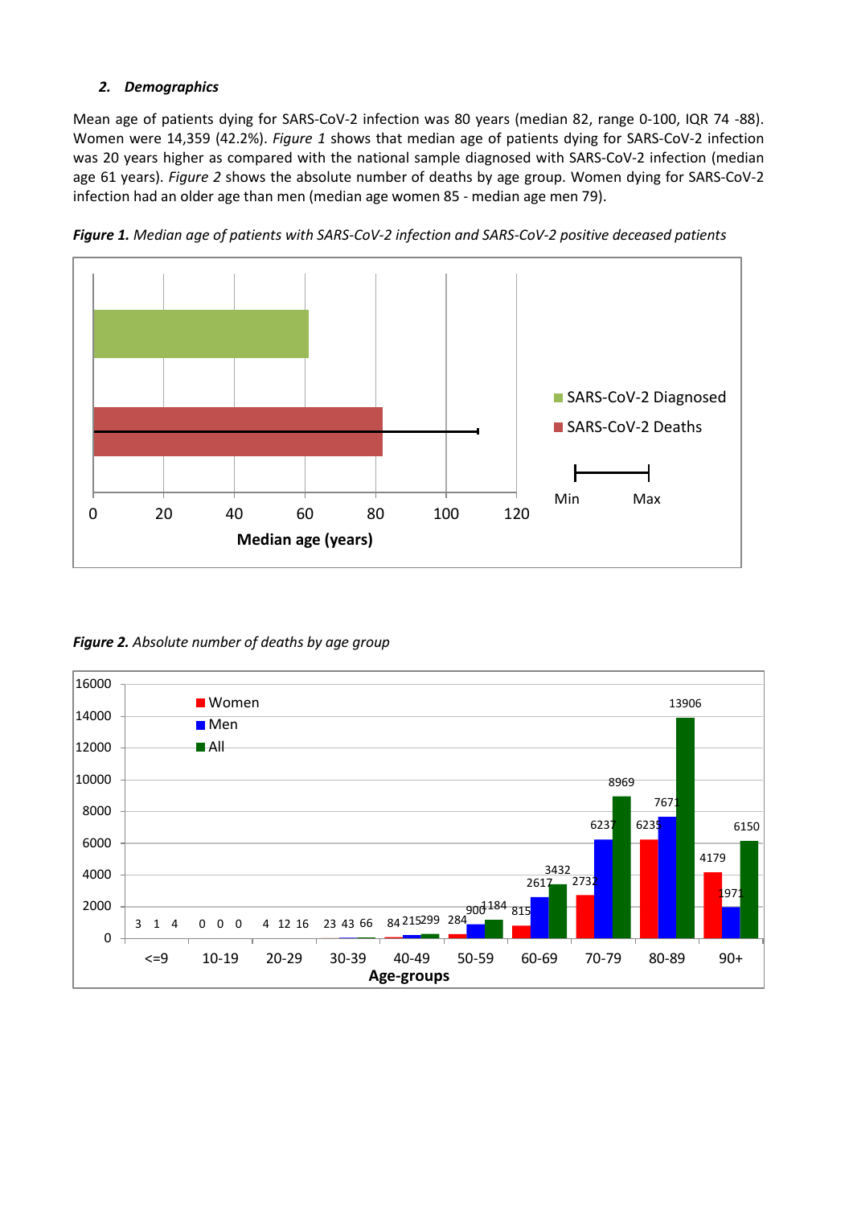### *2. Demographics*

Mean age of patients dying for SARS-CoV-2 infection was 80 years (median 82, range 0-100, IQR 74 -88). Women were 14,359 (42.2%). *Figure 1* shows that median age of patients dying for SARS-CoV-2 infection was 20 years higher as compared with the national sample diagnosed with SARS-CoV-2 infection (median age 61 years). *Figure 2* shows the absolute number of deaths by age group. Women dying for SARS-CoV-2 infection had an older age than men (median age women 85 - median age men 79).

***Figure 1.*** *Median age of patients with SARS-CoV-2 infection and SARS-CoV-2 positive deceased patients*

***Figure 2.*** *Absolute number of deaths by age group*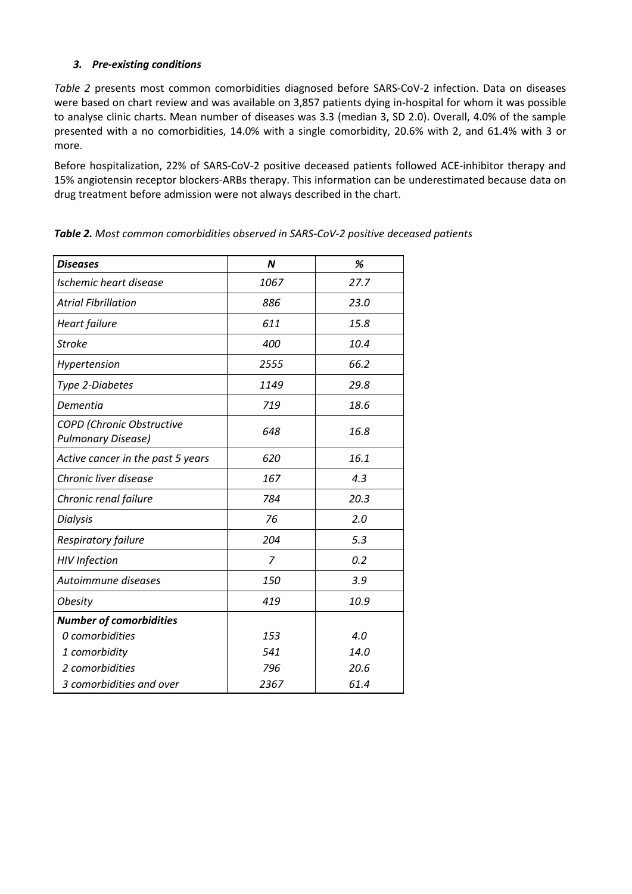### *3. Pre-existing conditions*

*Table 2* presents most common comorbidities diagnosed before SARS-CoV-2 infection. Data on diseases were based on chart review and was available on 3,857 patients dying in-hospital for whom it was possible to analyse clinic charts. Mean number of diseases was 3.3 (median 3, SD 2.0). Overall, 4.0% of the sample presented with a no comorbidities, 14.0% with a single comorbidity, 20.6% with 2, and 61.4% with 3 or more.

Before hospitalization, 22% of SARS-CoV-2 positive deceased patients followed ACE-inhibitor therapy and 15% angiotensin receptor blockers-ARBs therapy. This information can be underestimated because data on drug treatment before admission were not always described in the chart.

***Table 2.*** *Most common comorbidities observed in SARS-CoV-2 positive deceased patients*

| ***Diseases*** | ***N*** | ***%*** |
|---|---|---|
| *Ischemic heart disease* | *1067* | *27.7* |
| *Atrial Fibrillation* | *886* | *23.0* |
| *Heart failure* | *611* | *15.8* |
| *Stroke* | *400* | *10.4* |
| *Hypertension* | *2555* | *66.2* |
| *Type 2-Diabetes* | *1149* | *29.8* |
| *Dementia* | *719* | *18.6* |
| *COPD (Chronic Obstructive Pulmonary Disease)* | *648* | *16.8* |
| *Active cancer in the past 5 years* | *620* | *16.1* |
| *Chronic liver disease* | *167* | *4.3* |
| *Chronic renal failure* | *784* | *20.3* |
| *Dialysis* | *76* | *2.0* |
| *Respiratory failure* | *204* | *5.3* |
| *HIV Infection* | *7* | *0.2* |
| *Autoimmune diseases* | *150* | *3.9* |
| *Obesity* | *419* | *10.9* |
| ***Number of comorbidities*** | | |
| *0 comorbidities* | *153* | *4.0* |
| *1 comorbidity* | *541* | *14.0* |
| *2 comorbidities* | *796* | *20.6* |
| *3 comorbidities and over* | *2367* | *61.4* |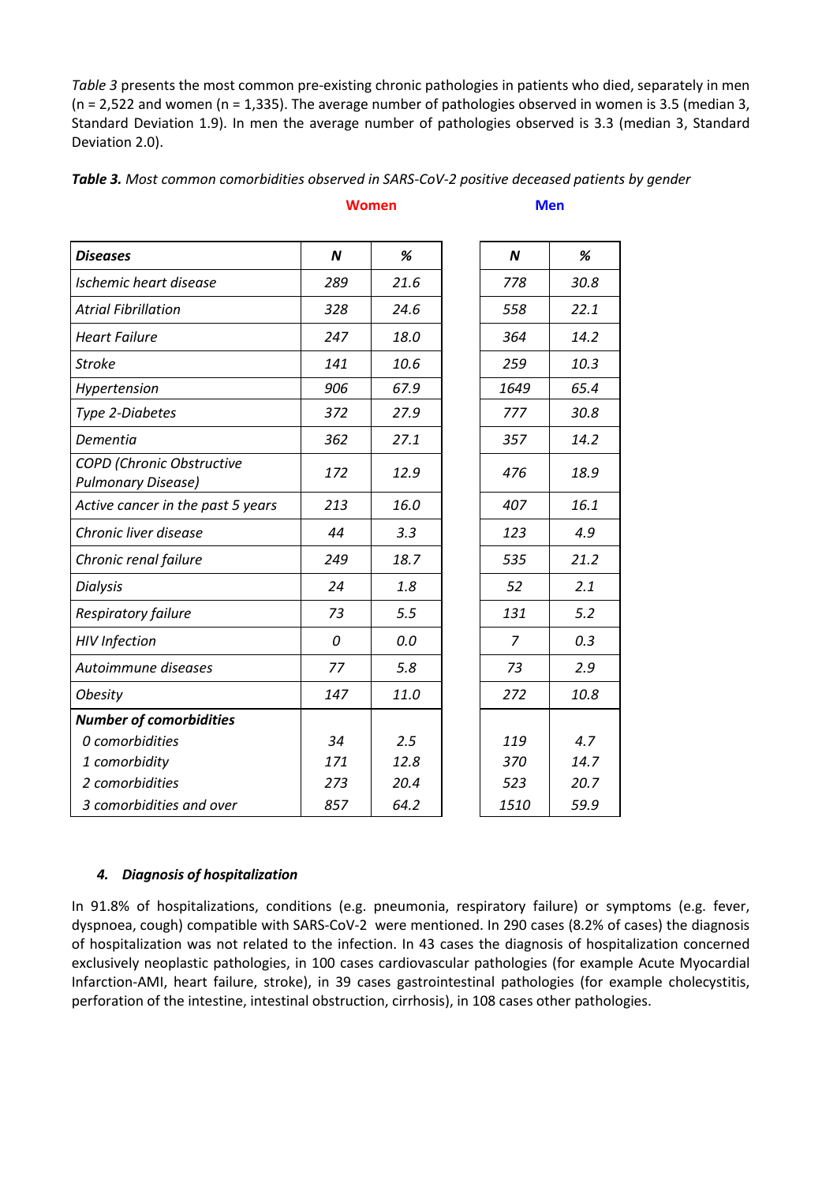*Table 3* presents the most common pre-existing chronic pathologies in patients who died, separately in men (n = 2,522 and women (n = 1,335). The average number of pathologies observed in women is 3.5 (median 3, Standard Deviation 1.9). In men the average number of pathologies observed is 3.3 (median 3, Standard Deviation 2.0).

***Table 3.*** *Most common comorbidities observed in SARS-CoV-2 positive deceased patients by gender*

| | Women | | Men | |
|---|---|---|---|---|
| ***Diseases*** | ***N*** | ***%*** | ***N*** | ***%*** |
| *Ischemic heart disease* | *289* | *21.6* | *778* | *30.8* |
| *Atrial Fibrillation* | *328* | *24.6* | *558* | *22.1* |
| *Heart Failure* | *247* | *18.0* | *364* | *14.2* |
| *Stroke* | *141* | *10.6* | *259* | *10.3* |
| *Hypertension* | *906* | *67.9* | *1649* | *65.4* |
| *Type 2-Diabetes* | *372* | *27.9* | *777* | *30.8* |
| *Dementia* | *362* | *27.1* | *357* | *14.2* |
| *COPD (Chronic Obstructive Pulmonary Disease)* | *172* | *12.9* | *476* | *18.9* |
| *Active cancer in the past 5 years* | *213* | *16.0* | *407* | *16.1* |
| *Chronic liver disease* | *44* | *3.3* | *123* | *4.9* |
| *Chronic renal failure* | *249* | *18.7* | *535* | *21.2* |
| *Dialysis* | *24* | *1.8* | *52* | *2.1* |
| *Respiratory failure* | *73* | *5.5* | *131* | *5.2* |
| *HIV Infection* | *0* | *0.0* | *7* | *0.3* |
| *Autoimmune diseases* | *77* | *5.8* | *73* | *2.9* |
| *Obesity* | *147* | *11.0* | *272* | *10.8* |
| ***Number of comorbidities*** | | | | |
| *0 comorbidities* | *34* | *2.5* | *119* | *4.7* |
| *1 comorbidity* | *171* | *12.8* | *370* | *14.7* |
| *2 comorbidities* | *273* | *20.4* | *523* | *20.7* |
| *3 comorbidities and over* | *857* | *64.2* | *1510* | *59.9* |

#### 4. *Diagnosis of hospitalization*

In 91.8% of hospitalizations, conditions (e.g. pneumonia, respiratory failure) or symptoms (e.g. fever, dyspnoea, cough) compatible with SARS-CoV-2 were mentioned. In 290 cases (8.2% of cases) the diagnosis of hospitalization was not related to the infection. In 43 cases the diagnosis of hospitalization concerned exclusively neoplastic pathologies, in 100 cases cardiovascular pathologies (for example Acute Myocardial Infarction-AMI, heart failure, stroke), in 39 cases gastrointestinal pathologies (for example cholecystitis, perforation of the intestine, intestinal obstruction, cirrhosis), in 108 cases other pathologies.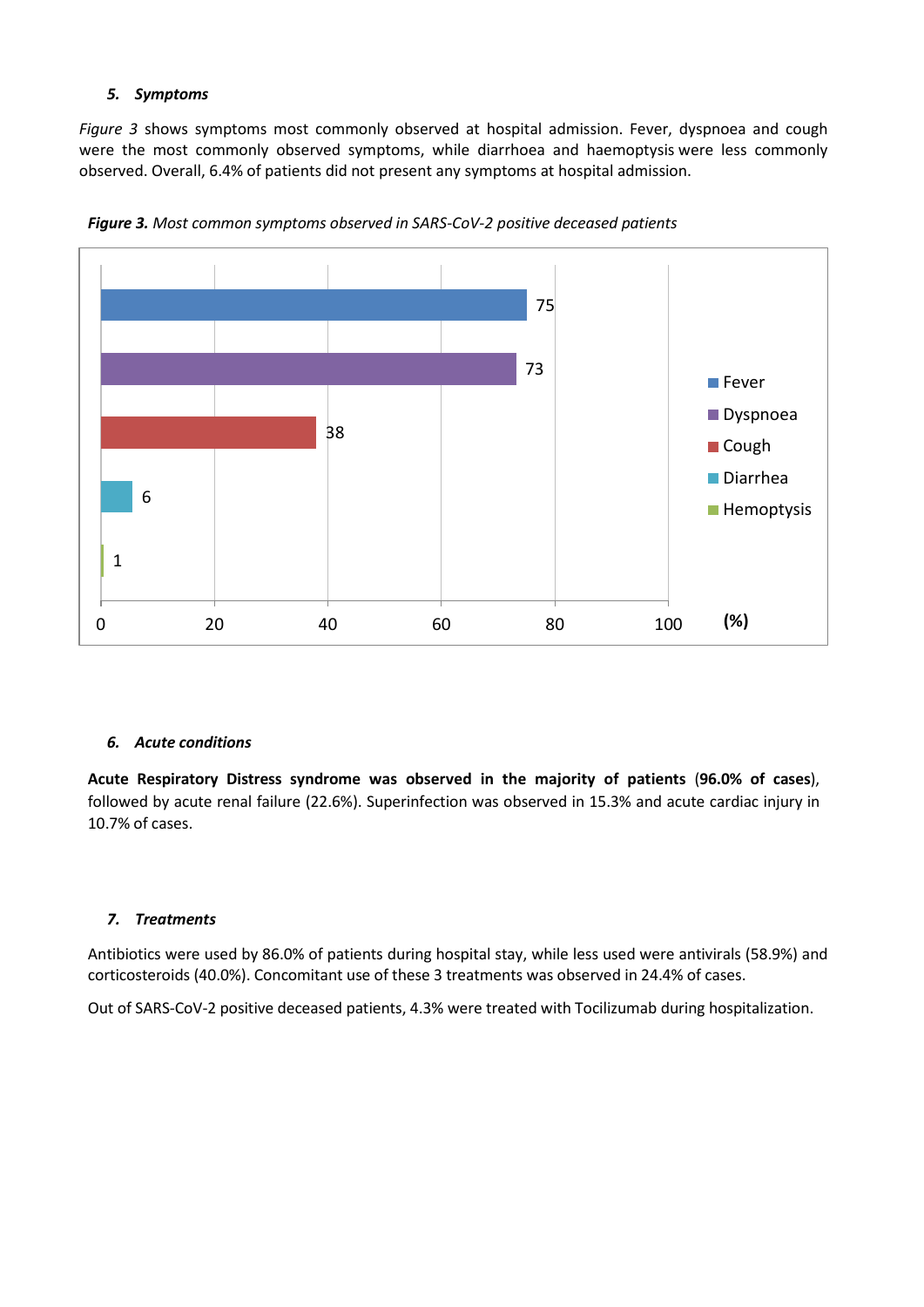### 5. *Symptoms*

*Figure 3* shows symptoms most commonly observed at hospital admission. Fever, dyspnoea and cough were the most commonly observed symptoms, while diarrhoea and haemoptysis were less commonly observed. Overall, 6.4% of patients did not present any symptoms at hospital admission.

***Figure 3.*** *Most common symptoms observed in SARS-CoV-2 positive deceased patients*

| Symptom | (%) |
|---|---|
| Fever | 75 |
| Dyspnoea | 73 |
| Cough | 38 |
| Diarrhea | 6 |
| Hemoptysis | 1 |

### 6. *Acute conditions*

**Acute Respiratory Distress syndrome was observed in the majority of patients** (**96.0% of cases**), followed by acute renal failure (22.6%). Superinfection was observed in 15.3% and acute cardiac injury in 10.7% of cases.

### 7. *Treatments*

Antibiotics were used by 86.0% of patients during hospital stay, while less used were antivirals (58.9%) and corticosteroids (40.0%). Concomitant use of these 3 treatments was observed in 24.4% of cases.

Out of SARS-CoV-2 positive deceased patients, 4.3% were treated with Tocilizumab during hospitalization.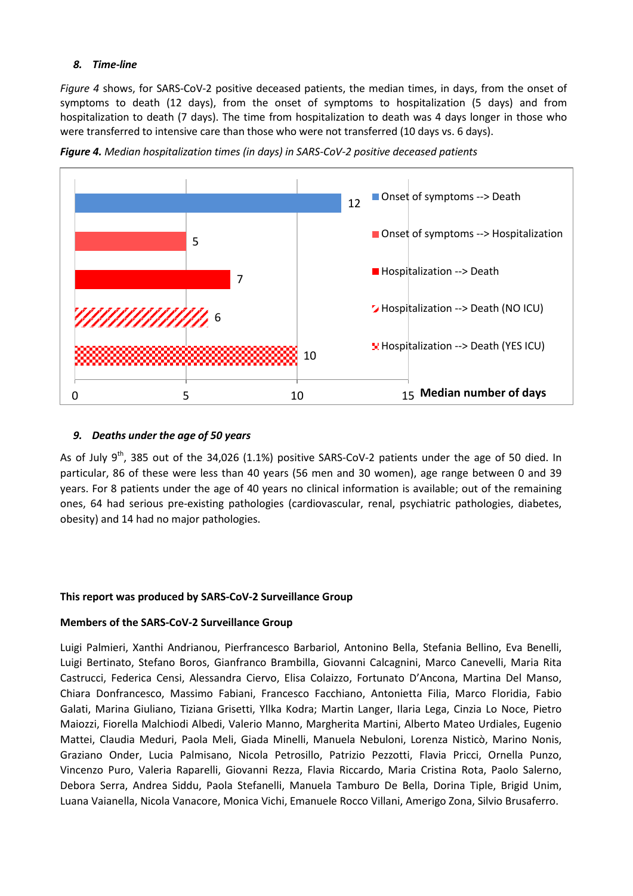### 8. Time-line

*Figure 4* shows, for SARS-CoV-2 positive deceased patients, the median times, in days, from the onset of symptoms to death (12 days), from the onset of symptoms to hospitalization (5 days) and from hospitalization to death (7 days). The time from hospitalization to death was 4 days longer in those who were transferred to intensive care than those who were not transferred (10 days vs. 6 days).

***Figure 4.*** *Median hospitalization times (in days) in SARS-CoV-2 positive deceased patients*

12
5
7
6
10

Onset of symptoms --> Death
Onset of symptoms --> Hospitalization
Hospitalization --> Death
Hospitalization --> Death (NO ICU)
Hospitalization --> Death (YES ICU)

0
5
10
15
**Median number of days**

### 9. Deaths under the age of 50 years

As of July 9th, 385 out of the 34,026 (1.1%) positive SARS-CoV-2 patients under the age of 50 died. In particular, 86 of these were less than 40 years (56 men and 30 women), age range between 0 and 39 years. For 8 patients under the age of 40 years no clinical information is available; out of the remaining ones, 64 had serious pre-existing pathologies (cardiovascular, renal, psychiatric pathologies, diabetes, obesity) and 14 had no major pathologies.

**This report was produced by SARS-CoV-2 Surveillance Group**

**Members of the SARS-CoV-2 Surveillance Group**

Luigi Palmieri, Xanthi Andrianou, Pierfrancesco Barbariol, Antonino Bella, Stefania Bellino, Eva Benelli, Luigi Bertinato, Stefano Boros, Gianfranco Brambilla, Giovanni Calcagnini, Marco Canevelli, Maria Rita Castrucci, Federica Censi, Alessandra Ciervo, Elisa Colaizzo, Fortunato D'Ancona, Martina Del Manso, Chiara Donfrancesco, Massimo Fabiani, Francesco Facchiano, Antonietta Filia, Marco Floridia, Fabio Galati, Marina Giuliano, Tiziana Grisetti, Yllka Kodra; Martin Langer, Ilaria Lega, Cinzia Lo Noce, Pietro Maiozzi, Fiorella Malchiodi Albedi, Valerio Manno, Margherita Martini, Alberto Mateo Urdiales, Eugenio Mattei, Claudia Meduri, Paola Meli, Giada Minelli, Manuela Nebuloni, Lorenza Nisticò, Marino Nonis, Graziano Onder, Lucia Palmisano, Nicola Petrosillo, Patrizio Pezzotti, Flavia Pricci, Ornella Punzo, Vincenzo Puro, Valeria Raparelli, Giovanni Rezza, Flavia Riccardo, Maria Cristina Rota, Paolo Salerno, Debora Serra, Andrea Siddu, Paola Stefanelli, Manuela Tamburo De Bella, Dorina Tiple, Brigid Unim, Luana Vaianella, Nicola Vanacore, Monica Vichi, Emanuele Rocco Villani, Amerigo Zona, Silvio Brusaferro.